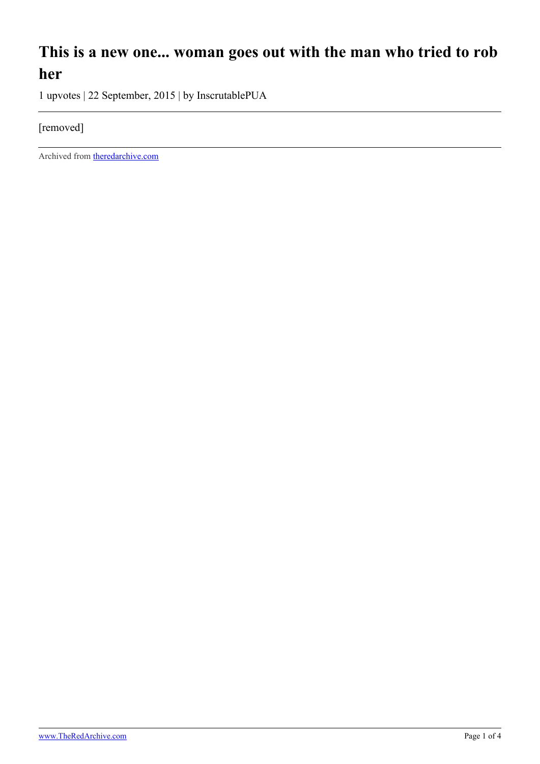# This is a new one... woman goes out with the man who tried to rob her

1 upvotes | 22 September, 2015 | by InscrutablePUA

---

[removed]

---

Archived from [theredarchive.com](theredarchive.com)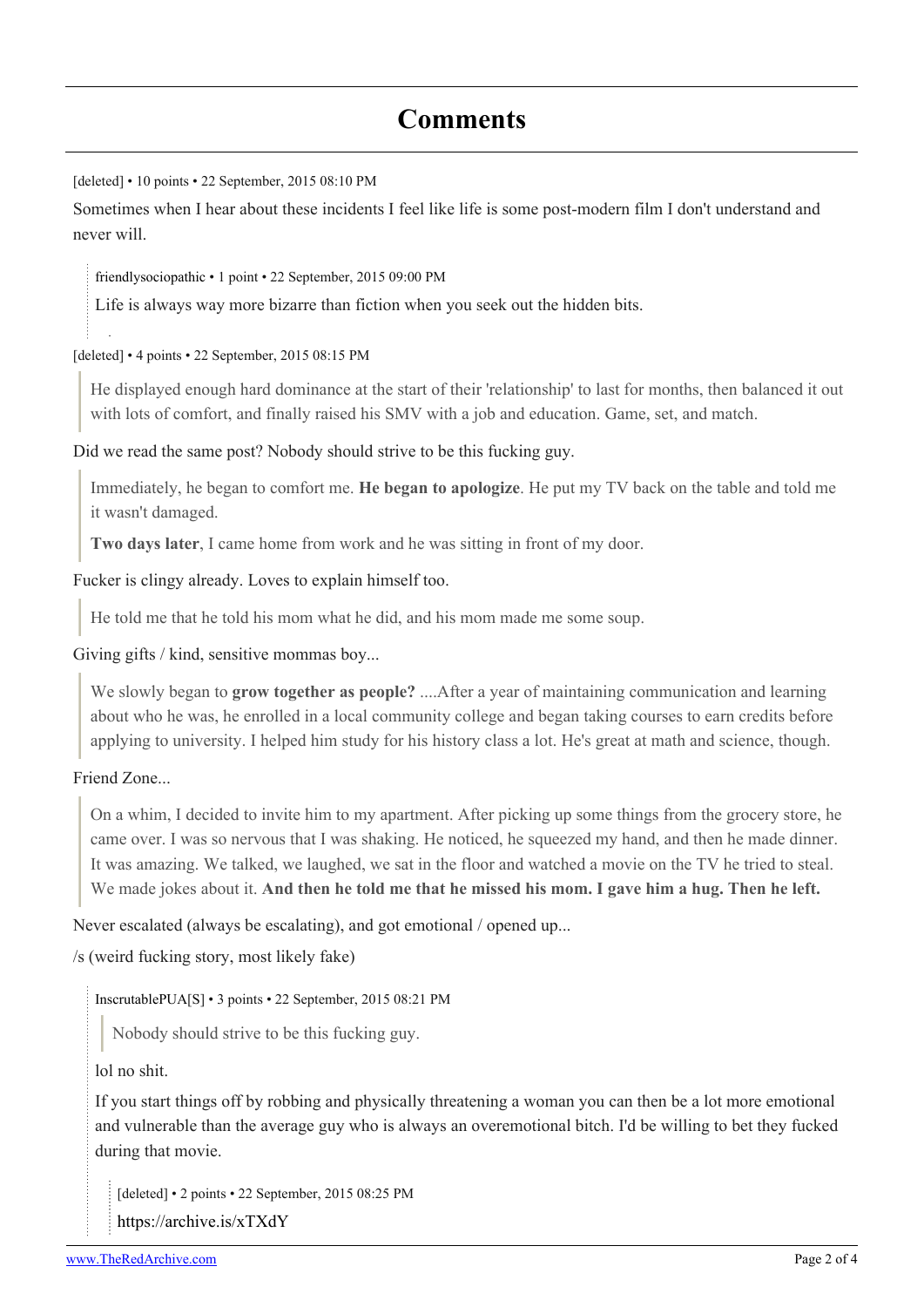# Comments

[deleted] • 10 points • 22 September, 2015 08:10 PM

Sometimes when I hear about these incidents I feel like life is some post-modern film I don't understand and never will.

> friendlysociopathic • 1 point • 22 September, 2015 09:00 PM
>
> Life is always way more bizarre than fiction when you seek out the hidden bits.

[deleted] • 4 points • 22 September, 2015 08:15 PM

> He displayed enough hard dominance at the start of their 'relationship' to last for months, then balanced it out with lots of comfort, and finally raised his SMV with a job and education. Game, set, and match.

Did we read the same post? Nobody should strive to be this fucking guy.

> Immediately, he began to comfort me. **He began to apologize**. He put my TV back on the table and told me it wasn't damaged.
>
> **Two days later**, I came home from work and he was sitting in front of my door.

Fucker is clingy already. Loves to explain himself too.

> He told me that he told his mom what he did, and his mom made me some soup.

Giving gifts / kind, sensitive mommas boy...

> We slowly began to **grow together as people?** ....After a year of maintaining communication and learning about who he was, he enrolled in a local community college and began taking courses to earn credits before applying to university. I helped him study for his history class a lot. He's great at math and science, though.

Friend Zone...

> On a whim, I decided to invite him to my apartment. After picking up some things from the grocery store, he came over. I was so nervous that I was shaking. He noticed, he squeezed my hand, and then he made dinner. It was amazing. We talked, we laughed, we sat in the floor and watched a movie on the TV he tried to steal. We made jokes about it. **And then he told me that he missed his mom. I gave him a hug. Then he left.**

Never escalated (always be escalating), and got emotional / opened up...

/s (weird fucking story, most likely fake)

> InscrutablePUA[S] • 3 points • 22 September, 2015 08:21 PM
>
> > Nobody should strive to be this fucking guy.
>
> lol no shit.
>
> If you start things off by robbing and physically threatening a woman you can then be a lot more emotional and vulnerable than the average guy who is always an overemotional bitch. I'd be willing to bet they fucked during that movie.
>
> > [deleted] • 2 points • 22 September, 2015 08:25 PM
> >
> > https://archive.is/xTXdY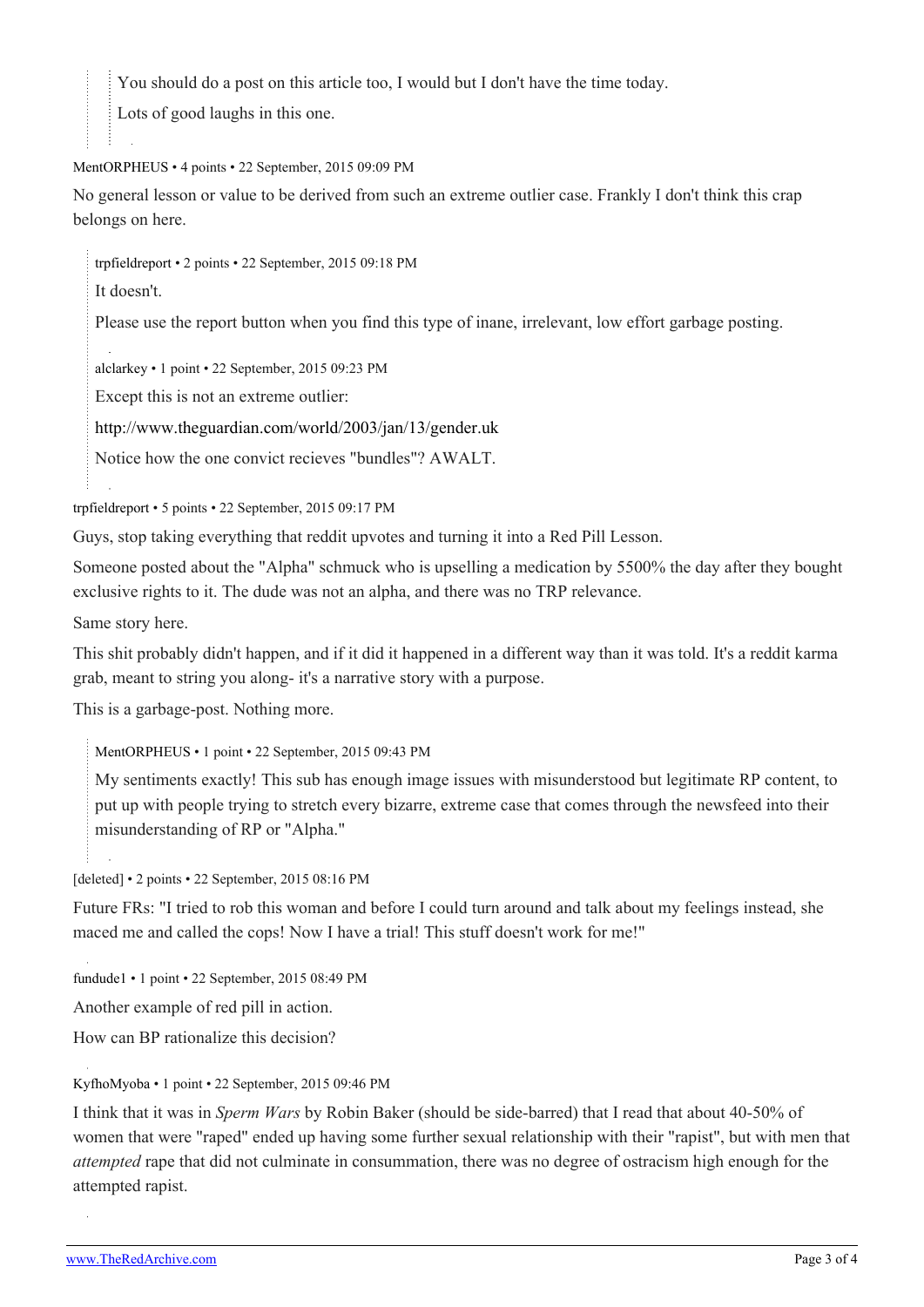> You should do a post on this article too, I would but I don't have the time today.
>
> Lots of good laughs in this one.

MentORPHEUS • 4 points • 22 September, 2015 09:09 PM

No general lesson or value to be derived from such an extreme outlier case. Frankly I don't think this crap belongs on here.

> trpfieldreport • 2 points • 22 September, 2015 09:18 PM
>
> It doesn't.
>
> Please use the report button when you find this type of inane, irrelevant, low effort garbage posting.

> alclarkey • 1 point • 22 September, 2015 09:23 PM
>
> Except this is not an extreme outlier:
>
> http://www.theguardian.com/world/2003/jan/13/gender.uk
>
> Notice how the one convict recieves "bundles"? AWALT.

trpfieldreport • 5 points • 22 September, 2015 09:17 PM

Guys, stop taking everything that reddit upvotes and turning it into a Red Pill Lesson.

Someone posted about the "Alpha" schmuck who is upselling a medication by 5500% the day after they bought exclusive rights to it. The dude was not an alpha, and there was no TRP relevance.

Same story here.

This shit probably didn't happen, and if it did it happened in a different way than it was told. It's a reddit karma grab, meant to string you along- it's a narrative story with a purpose.

This is a garbage-post. Nothing more.

> MentORPHEUS • 1 point • 22 September, 2015 09:43 PM
>
> My sentiments exactly! This sub has enough image issues with misunderstood but legitimate RP content, to put up with people trying to stretch every bizarre, extreme case that comes through the newsfeed into their misunderstanding of RP or "Alpha."

[deleted] • 2 points • 22 September, 2015 08:16 PM

Future FRs: "I tried to rob this woman and before I could turn around and talk about my feelings instead, she maced me and called the cops! Now I have a trial! This stuff doesn't work for me!"

fundude1 • 1 point • 22 September, 2015 08:49 PM

Another example of red pill in action.

How can BP rationalize this decision?

KyfhoMyoba • 1 point • 22 September, 2015 09:46 PM

I think that it was in *Sperm Wars* by Robin Baker (should be side-barred) that I read that about 40-50% of women that were "raped" ended up having some further sexual relationship with their "rapist", but with men that *attempted* rape that did not culminate in consummation, there was no degree of ostracism high enough for the attempted rapist.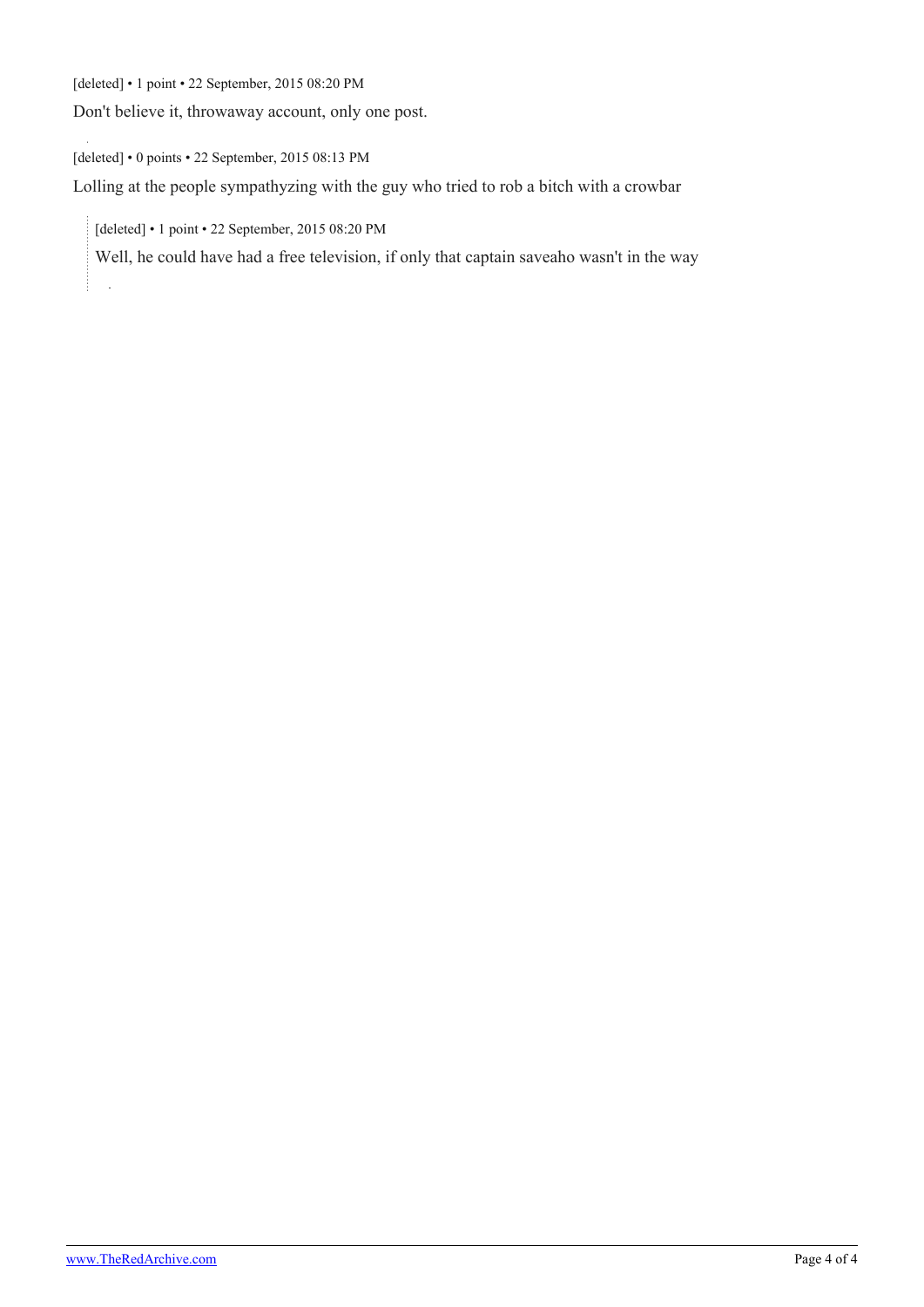[deleted] • 1 point • 22 September, 2015 08:20 PM

Don't believe it, throwaway account, only one post.

[deleted] • 0 points • 22 September, 2015 08:13 PM

Lolling at the people sympathyzing with the guy who tried to rob a bitch with a crowbar

> [deleted] • 1 point • 22 September, 2015 08:20 PM
>
> Well, he could have had a free television, if only that captain saveaho wasn't in the way